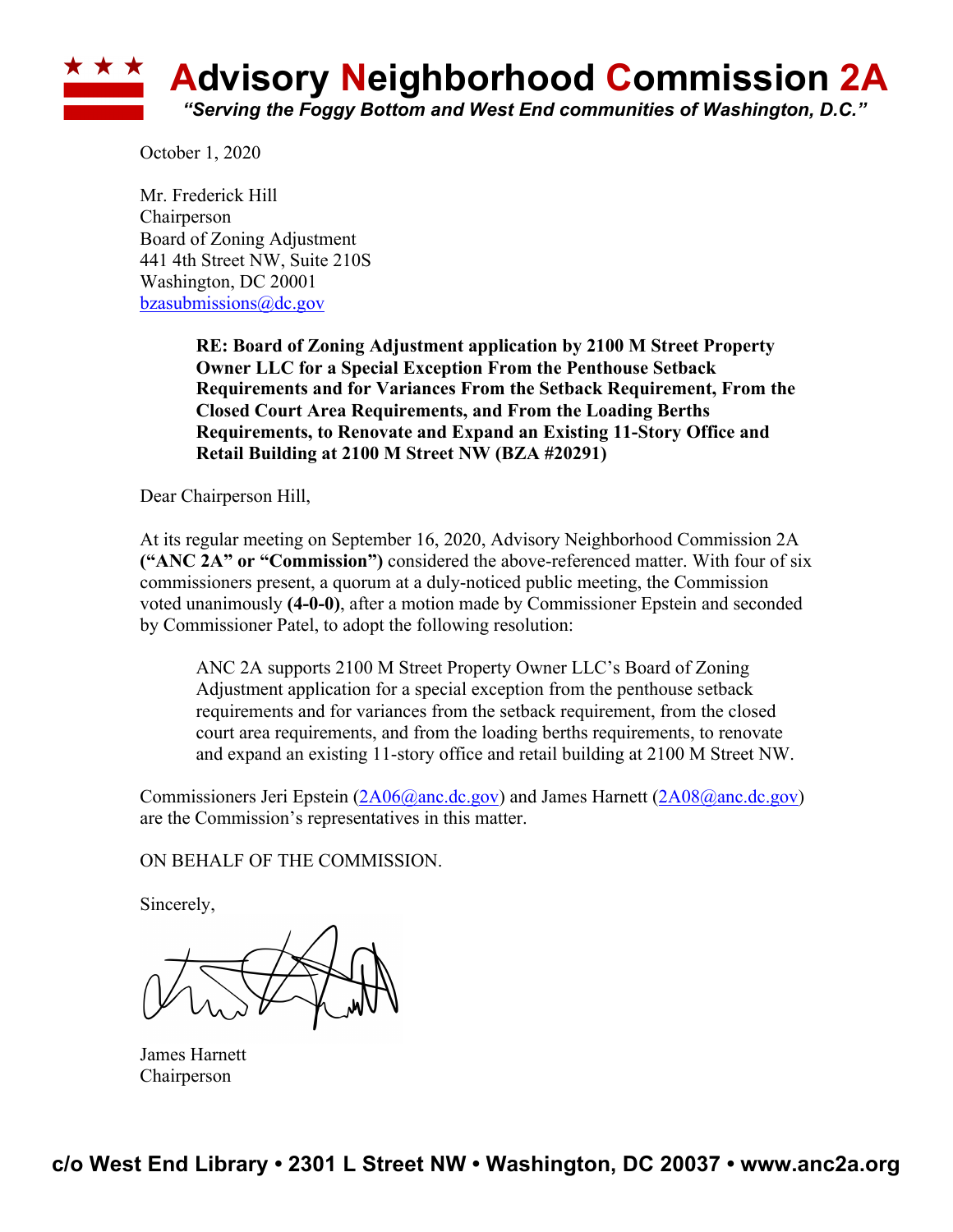# Advisory Neighborhood Commission 2A

*"Serving the Foggy Bottom and West End communities of Washington, D.C."*

October 1, 2020

Mr. Frederick Hill
Chairperson
Board of Zoning Adjustment
441 4th Street NW, Suite 210S
Washington, DC 20001
bzasubmissions@dc.gov

> **RE: Board of Zoning Adjustment application by 2100 M Street Property Owner LLC for a Special Exception From the Penthouse Setback Requirements and for Variances From the Setback Requirement, From the Closed Court Area Requirements, and From the Loading Berths Requirements, to Renovate and Expand an Existing 11-Story Office and Retail Building at 2100 M Street NW (BZA #20291)**

Dear Chairperson Hill,

At its regular meeting on September 16, 2020, Advisory Neighborhood Commission 2A **("ANC 2A" or "Commission")** considered the above-referenced matter. With four of six commissioners present, a quorum at a duly-noticed public meeting, the Commission voted unanimously **(4-0-0)**, after a motion made by Commissioner Epstein and seconded by Commissioner Patel, to adopt the following resolution:

> ANC 2A supports 2100 M Street Property Owner LLC's Board of Zoning Adjustment application for a special exception from the penthouse setback requirements and for variances from the setback requirement, from the closed court area requirements, and from the loading berths requirements, to renovate and expand an existing 11-story office and retail building at 2100 M Street NW.

Commissioners Jeri Epstein (2A06@anc.dc.gov) and James Harnett (2A08@anc.dc.gov) are the Commission's representatives in this matter.

ON BEHALF OF THE COMMISSION.

Sincerely,

James Harnett
Chairperson

c/o West End Library • 2301 L Street NW • Washington, DC 20037 • www.anc2a.org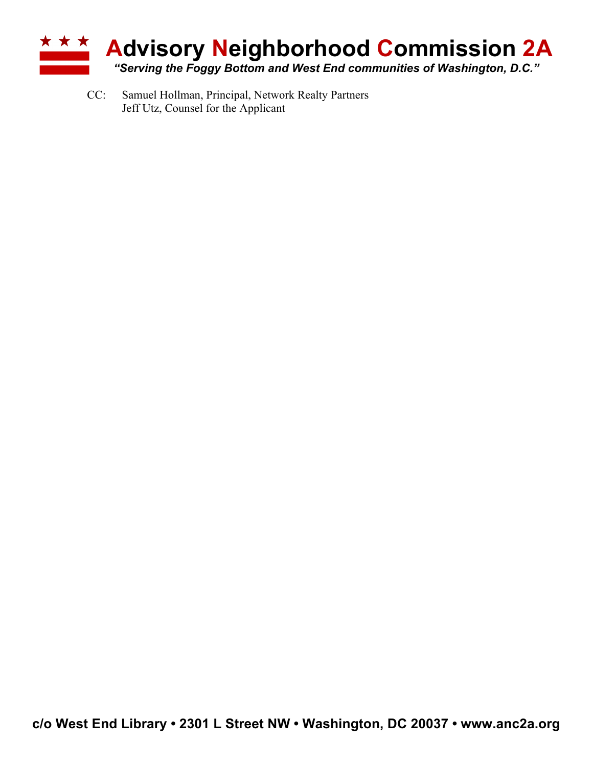CC: Samuel Hollman, Principal, Network Realty Partners
Jeff Utz, Counsel for the Applicant